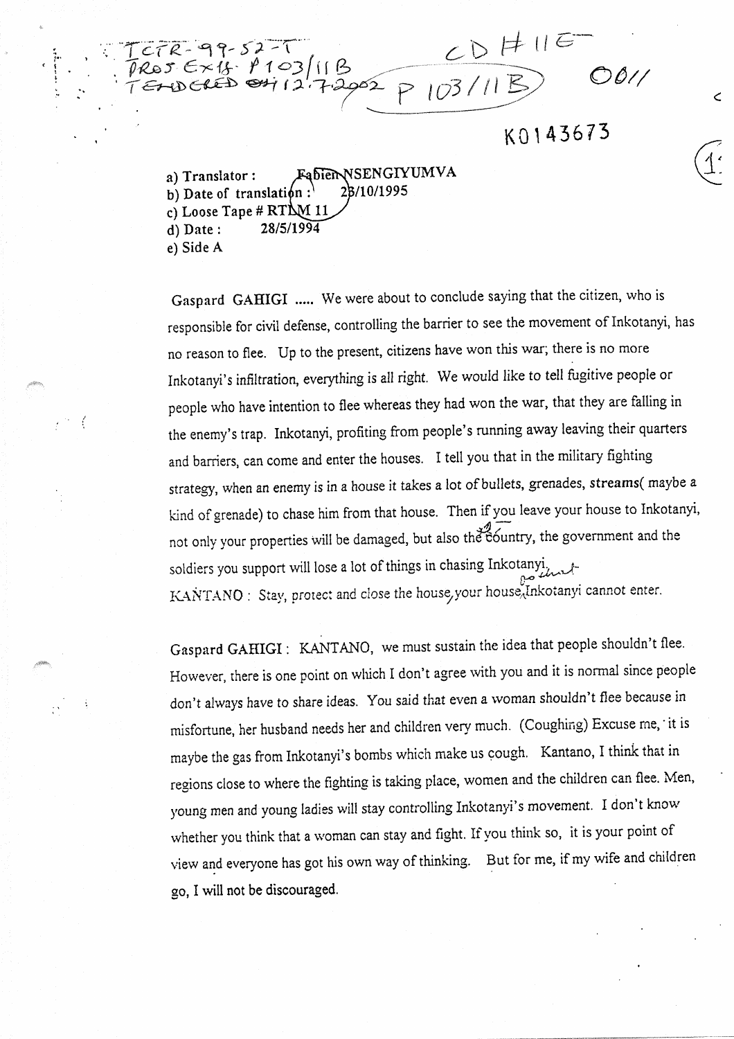ICTR-99-52-T
PROS EXH. P103/11B
TENDERED ON 12.7.2002

CD #11E

P 103/11B

0011

K0143673

a) Translator : Fabien NSENGIYUMVA
b) Date of translation : 28/10/1995
c) Loose Tape # RTLM 11
d) Date : 28/5/1994
e) Side A

Gaspard GAHIGI ..... We were about to conclude saying that the citizen, who is responsible for civil defense, controlling the barrier to see the movement of Inkotanyi, has no reason to flee. Up to the present, citizens have won this war; there is no more Inkotanyi's infiltration, everything is all right. We would like to tell fugitive people or people who have intention to flee whereas they had won the war, that they are falling in the enemy's trap. Inkotanyi, profiting from people's running away leaving their quarters and barriers, can come and enter the houses. I tell you that in the military fighting strategy, when an enemy is in a house it takes a lot of bullets, grenades, **streams**( maybe a kind of grenade) to chase him from that house. Then if you leave your house to Inkotanyi, not only your properties will be damaged, but also the country, the government and the soldiers you support will lose a lot of things in chasing Inkotanyi.

KANTANO : Stay, protect and close the house, your house, Inkotanyi cannot enter.

Gaspard GAHIGI : KANTANO, we must sustain the idea that people shouldn't flee. However, there is one point on which I don't agree with you and it is normal since people don't always have to share ideas. You said that even a woman shouldn't flee because in misfortune, her husband needs her and children very much. (Coughing) Excuse me, it is maybe the gas from Inkotanyi's bombs which make us cough. Kantano, I think that in regions close to where the fighting is taking place, women and the children can flee. Men, young men and young ladies will stay controlling Inkotanyi's movement. I don't know whether you think that a woman can stay and fight. If you think so, it is your point of view and everyone has got his own way of thinking. But for me, if my wife and children go, I will not be discouraged.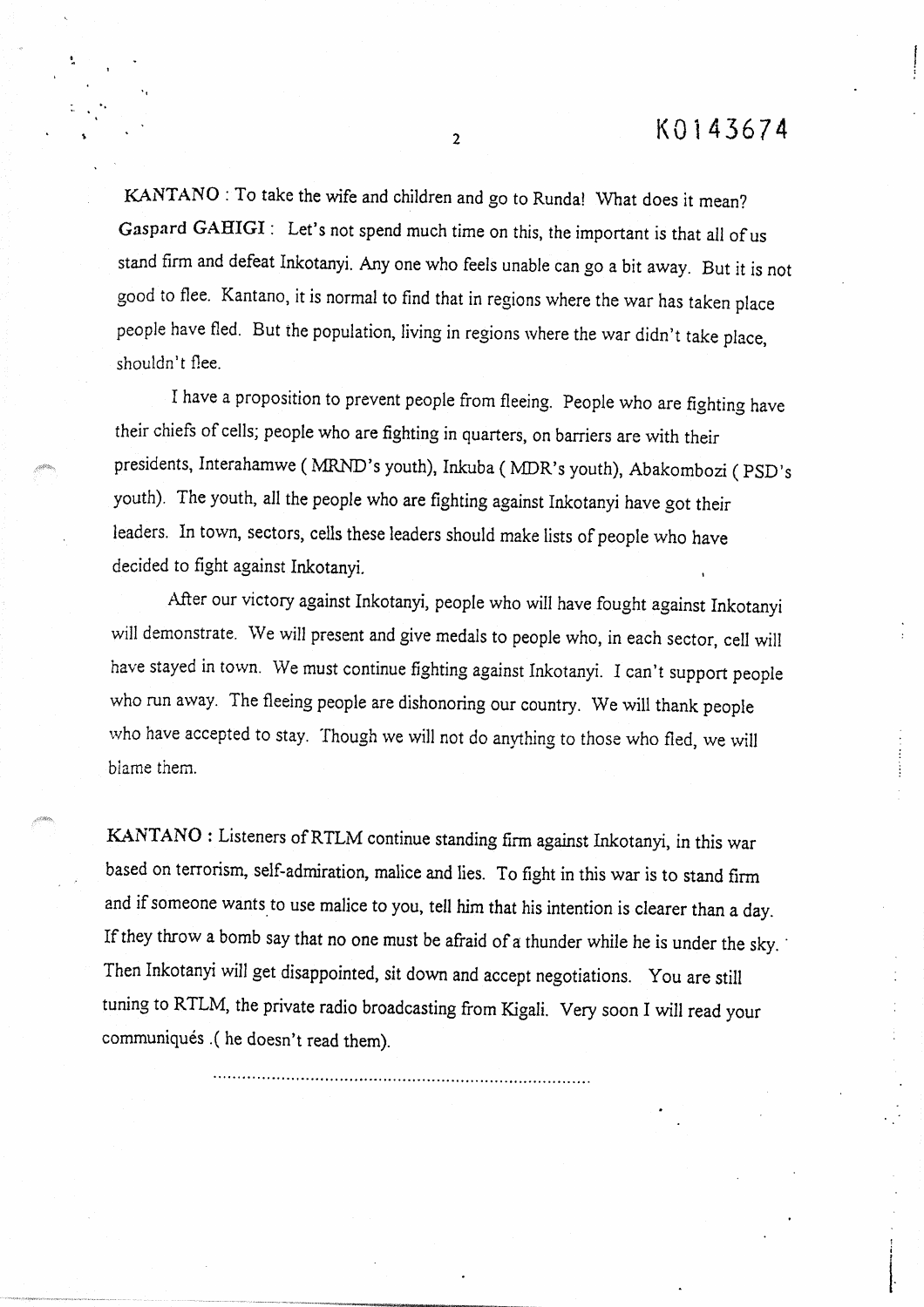**KANTANO** : To take the wife and children and go to Runda! What does it mean?

**Gaspard GAHIGI** : Let's not spend much time on this, the important is that all of us stand firm and defeat Inkotanyi. Any one who feels unable can go a bit away. But it is not good to flee. Kantano, it is normal to find that in regions where the war has taken place people have fled. But the population, living in regions where the war didn't take place, shouldn't flee.

I have a proposition to prevent people from fleeing. People who are fighting have their chiefs of cells; people who are fighting in quarters, on barriers are with their presidents, Interahamwe ( MRND's youth), Inkuba ( MDR's youth), Abakombozi ( PSD's youth). The youth, all the people who are fighting against Inkotanyi have got their leaders. In town, sectors, cells these leaders should make lists of people who have decided to fight against Inkotanyi.

After our victory against Inkotanyi, people who will have fought against Inkotanyi will demonstrate. We will present and give medals to people who, in each sector, cell will have stayed in town. We must continue fighting against Inkotanyi. I can't support people who run away. The fleeing people are dishonoring our country. We will thank people who have accepted to stay. Though we will not do anything to those who fled, we will blame them.

**KANTANO** : Listeners of RTLM continue standing firm against Inkotanyi, in this war based on terrorism, self-admiration, malice and lies. To fight in this war is to stand firm and if someone wants to use malice to you, tell him that his intention is clearer than a day. If they throw a bomb say that no one must be afraid of a thunder while he is under the sky. Then Inkotanyi will get disappointed, sit down and accept negotiations. You are still tuning to RTLM, the private radio broadcasting from Kigali. Very soon I will read your communiqués .( he doesn't read them).

..............................................................................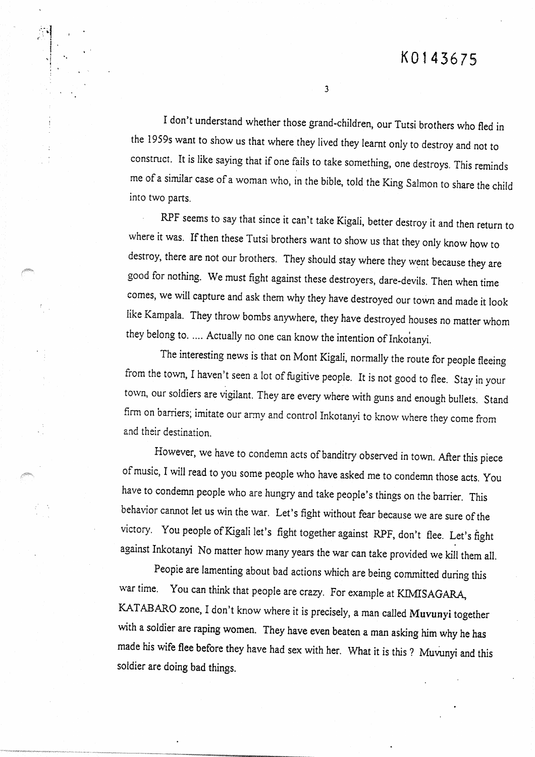I don't understand whether those grand-children, our Tutsi brothers who fled in the 1959s want to show us that where they lived they learnt only to destroy and not to construct. It is like saying that if one fails to take something, one destroys. This reminds me of a similar case of a woman who, in the bible, told the King Salmon to share the child into two parts.

RPF seems to say that since it can't take Kigali, better destroy it and then return to where it was. If then these Tutsi brothers want to show us that they only know how to destroy, there are not our brothers. They should stay where they went because they are good for nothing. We must fight against these destroyers, dare-devils. Then when time comes, we will capture and ask them why they have destroyed our town and made it look like Kampala. They throw bombs anywhere, they have destroyed houses no matter whom they belong to. .... Actually no one can know the intention of Inkotanyi.

The interesting news is that on Mont Kigali, normally the route for people fleeing from the town, I haven't seen a lot of fugitive people. It is not good to flee. Stay in your town, our soldiers are vigilant. They are every where with guns and enough bullets. Stand firm on barriers; imitate our army and control Inkotanyi to know where they come from and their destination.

However, we have to condemn acts of banditry observed in town. After this piece of music, I will read to you some people who have asked me to condemn those acts. You have to condemn people who are hungry and take people's things on the barrier. This behavior cannot let us win the war. Let's fight without fear because we are sure of the victory. You people of Kigali let's fight together against RPF, don't flee. Let's fight against Inkotanyi No matter how many years the war can take provided we kill them all.

People are lamenting about bad actions which are being committed during this war time. You can think that people are crazy. For example at KIMISAGARA, KATABARO zone, I don't know where it is precisely, a man called **Muvunyi** together with a soldier are raping women. They have even beaten a man asking him why he has made his wife flee before they have had sex with her. What it is this ? Muvunyi and this soldier are doing bad things.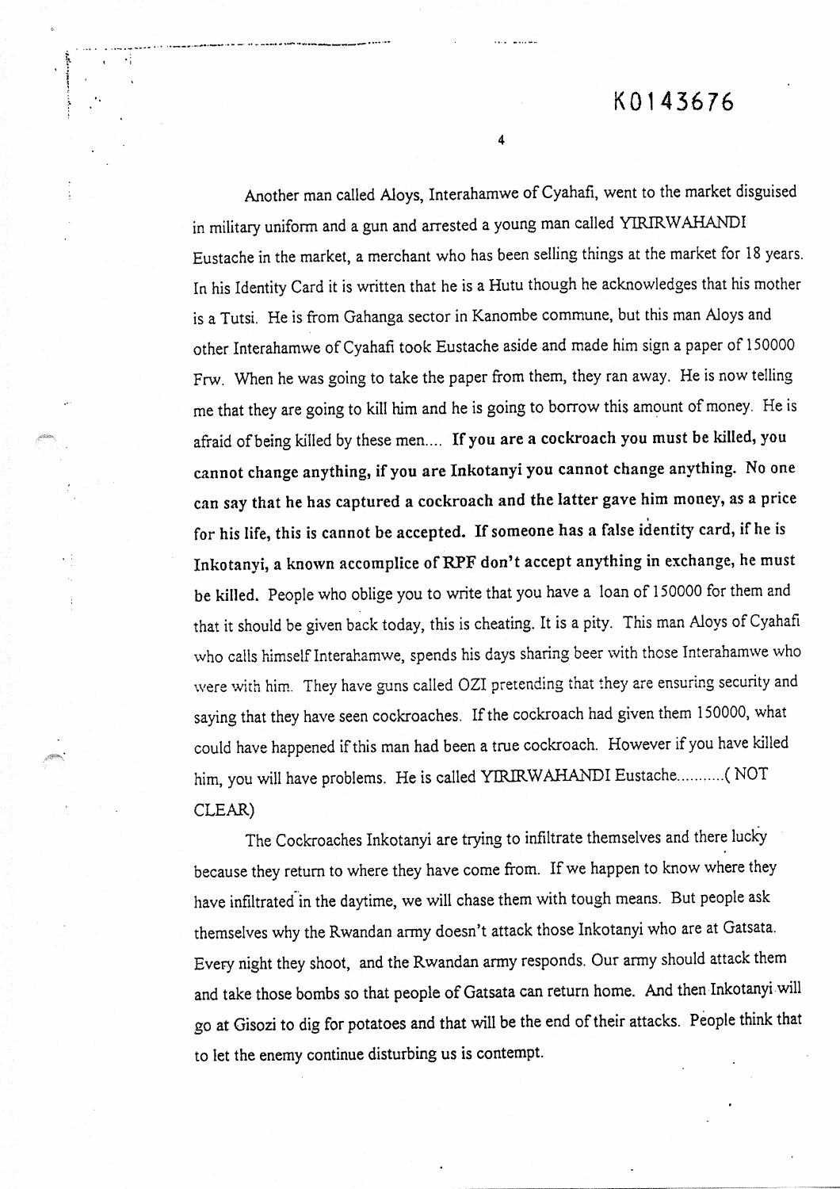Another man called Aloys, Interahamwe of Cyahafi, went to the market disguised in military uniform and a gun and arrested a young man called YIRIRWAHANDI Eustache in the market, a merchant who has been selling things at the market for 18 years. In his Identity Card it is written that he is a Hutu though he acknowledges that his mother is a Tutsi. He is from Gahanga sector in Kanombe commune, but this man Aloys and other Interahamwe of Cyahafi took Eustache aside and made him sign a paper of 150000 Frw. When he was going to take the paper from them, they ran away. He is now telling me that they are going to kill him and he is going to borrow this amount of money. He is afraid of being killed by these men.... **If you are a cockroach you must be killed, you cannot change anything, if you are Inkotanyi you cannot change anything. No one can say that he has captured a cockroach and the latter gave him money, as a price for his life, this is cannot be accepted. If someone has a false identity card, if he is Inkotanyi, a known accomplice of RPF don't accept anything in exchange, he must be killed.** People who oblige you to write that you have a loan of 150000 for them and that it should be given back today, this is cheating. It is a pity. This man Aloys of Cyahafi who calls himself Interahamwe, spends his days sharing beer with those Interahamwe who were with him. They have guns called OZI pretending that they are ensuring security and saying that they have seen cockroaches. If the cockroach had given them 150000, what could have happened if this man had been a true cockroach. However if you have killed him, you will have problems. He is called YIRIRWAHANDI Eustache...........( NOT CLEAR)

The Cockroaches Inkotanyi are trying to infiltrate themselves and there lucky because they return to where they have come from. If we happen to know where they have infiltrated in the daytime, we will chase them with tough means. But people ask themselves why the Rwandan army doesn't attack those Inkotanyi who are at Gatsata. Every night they shoot, and the Rwandan army responds. Our army should attack them and take those bombs so that people of Gatsata can return home. And then Inkotanyi will go at Gisozi to dig for potatoes and that will be the end of their attacks. People think that to let the enemy continue disturbing us is contempt.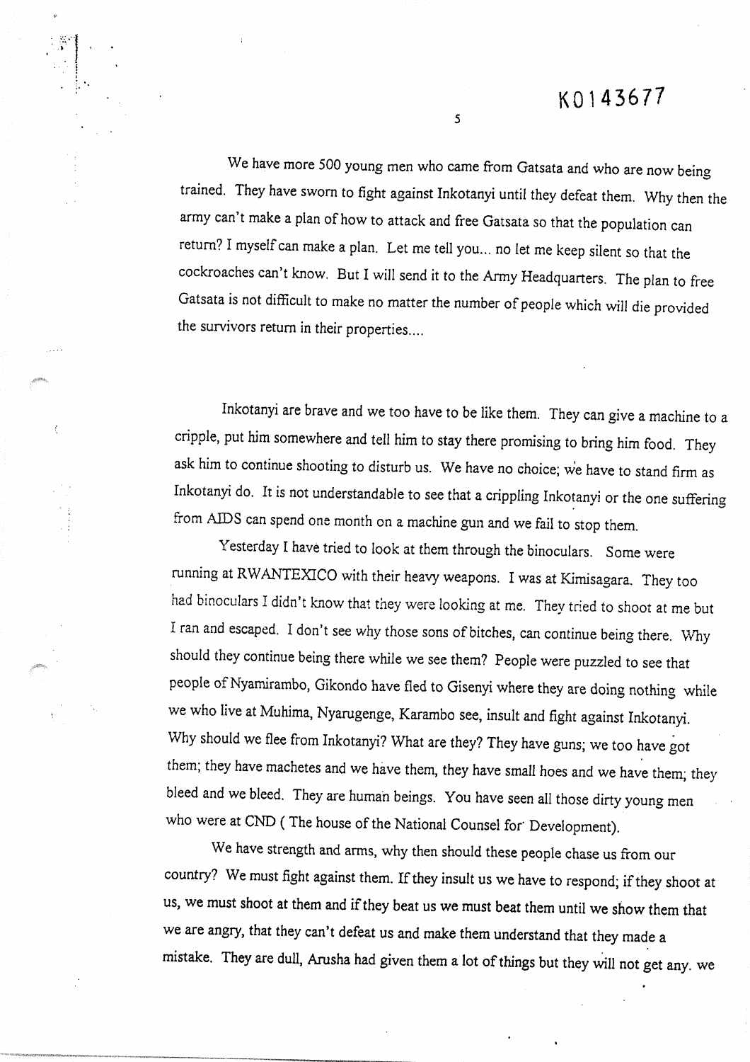We have more 500 young men who came from Gatsata and who are now being trained. They have sworn to fight against Inkotanyi until they defeat them. Why then the army can't make a plan of how to attack and free Gatsata so that the population can return? I myself can make a plan. Let me tell you... no let me keep silent so that the cockroaches can't know. But I will send it to the Army Headquarters. The plan to free Gatsata is not difficult to make no matter the number of people which will die provided the survivors return in their properties....

Inkotanyi are brave and we too have to be like them. They can give a machine to a cripple, put him somewhere and tell him to stay there promising to bring him food. They ask him to continue shooting to disturb us. We have no choice; we have to stand firm as Inkotanyi do. It is not understandable to see that a crippling Inkotanyi or the one suffering from AIDS can spend one month on a machine gun and we fail to stop them.

Yesterday I have tried to look at them through the binoculars. Some were running at RWANTEXICO with their heavy weapons. I was at Kimisagara. They too had binoculars I didn't know that they were looking at me. They tried to shoot at me but I ran and escaped. I don't see why those sons of bitches, can continue being there. Why should they continue being there while we see them? People were puzzled to see that people of Nyamirambo, Gikondo have fled to Gisenyi where they are doing nothing while we who live at Muhima, Nyarugenge, Karambo see, insult and fight against Inkotanyi. Why should we flee from Inkotanyi? What are they? They have guns; we too have got them; they have machetes and we have them, they have small hoes and we have them; they bleed and we bleed. They are human beings. You have seen all those dirty young men who were at CND ( The house of the National Counsel for Development).

We have strength and arms, why then should these people chase us from our country? We must fight against them. If they insult us we have to respond; if they shoot at us, we must shoot at them and if they beat us we must beat them until we show them that we are angry, that they can't defeat us and make them understand that they made a mistake. They are dull, Arusha had given them a lot of things but they will not get any. we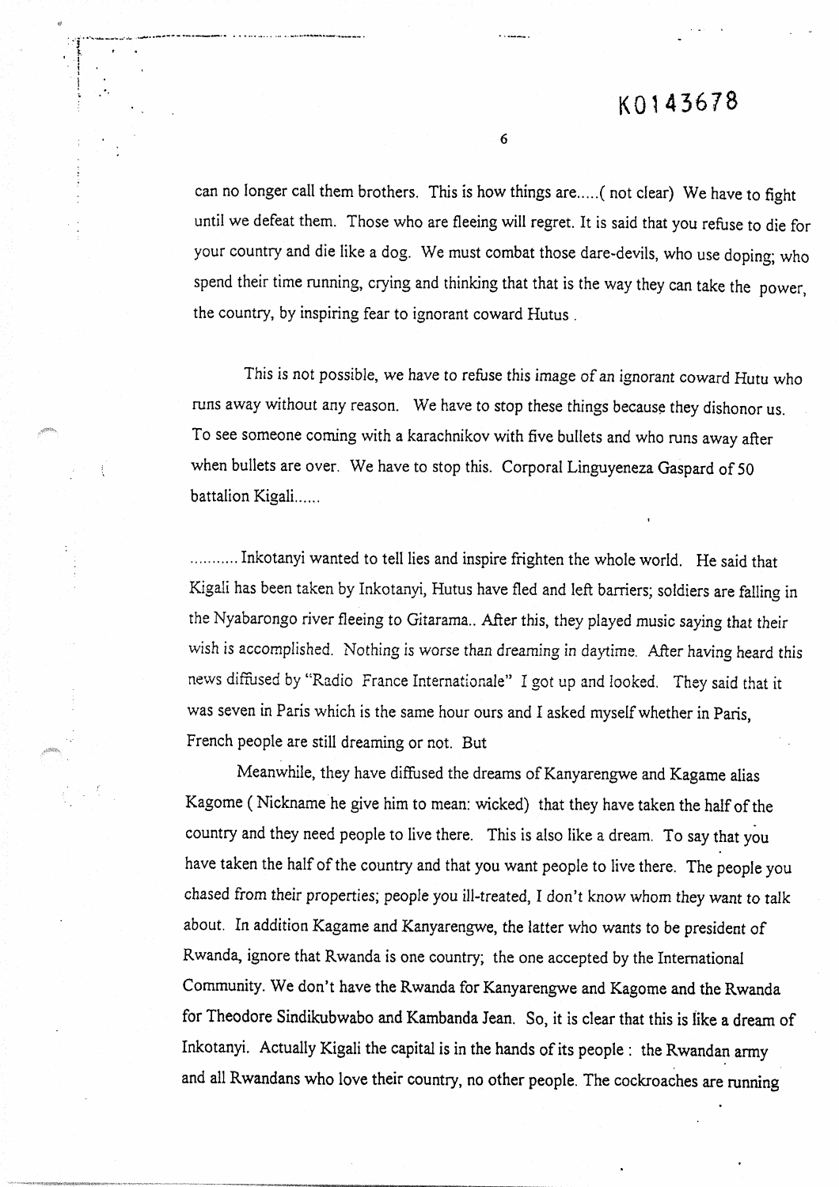K0143678

can no longer call them brothers. This is how things are.....( not clear) We have to fight until we defeat them. Those who are fleeing will regret. It is said that you refuse to die for your country and die like a dog. We must combat those dare-devils, who use doping; who spend their time running, crying and thinking that that is the way they can take the power, the country, by inspiring fear to ignorant coward Hutus .

This is not possible, we have to refuse this image of an ignorant coward Hutu who runs away without any reason. We have to stop these things because they dishonor us. To see someone coming with a karachnikov with five bullets and who runs away after when bullets are over. We have to stop this. Corporal Linguyeneza Gaspard of 50 battalion Kigali......

.......... Inkotanyi wanted to tell lies and inspire frighten the whole world. He said that Kigali has been taken by Inkotanyi, Hutus have fled and left barriers; soldiers are falling in the Nyabarongo river fleeing to Gitarama.. After this, they played music saying that their wish is accomplished. Nothing is worse than dreaming in daytime. After having heard this news diffused by "Radio France Internationale" I got up and looked. They said that it was seven in Paris which is the same hour ours and I asked myself whether in Paris, French people are still dreaming or not. But

Meanwhile, they have diffused the dreams of Kanyarengwe and Kagame alias Kagome ( Nickname he give him to mean: wicked) that they have taken the half of the country and they need people to live there. This is also like a dream. To say that you have taken the half of the country and that you want people to live there. The people you chased from their properties; people you ill-treated, I don't know whom they want to talk about. In addition Kagame and Kanyarengwe, the latter who wants to be president of Rwanda, ignore that Rwanda is one country; the one accepted by the International Community. We don't have the Rwanda for Kanyarengwe and Kagome and the Rwanda for Theodore Sindikubwabo and Kambanda Jean. So, it is clear that this is like a dream of Inkotanyi. Actually Kigali the capital is in the hands of its people : the Rwandan army and all Rwandans who love their country, no other people. The cockroaches are running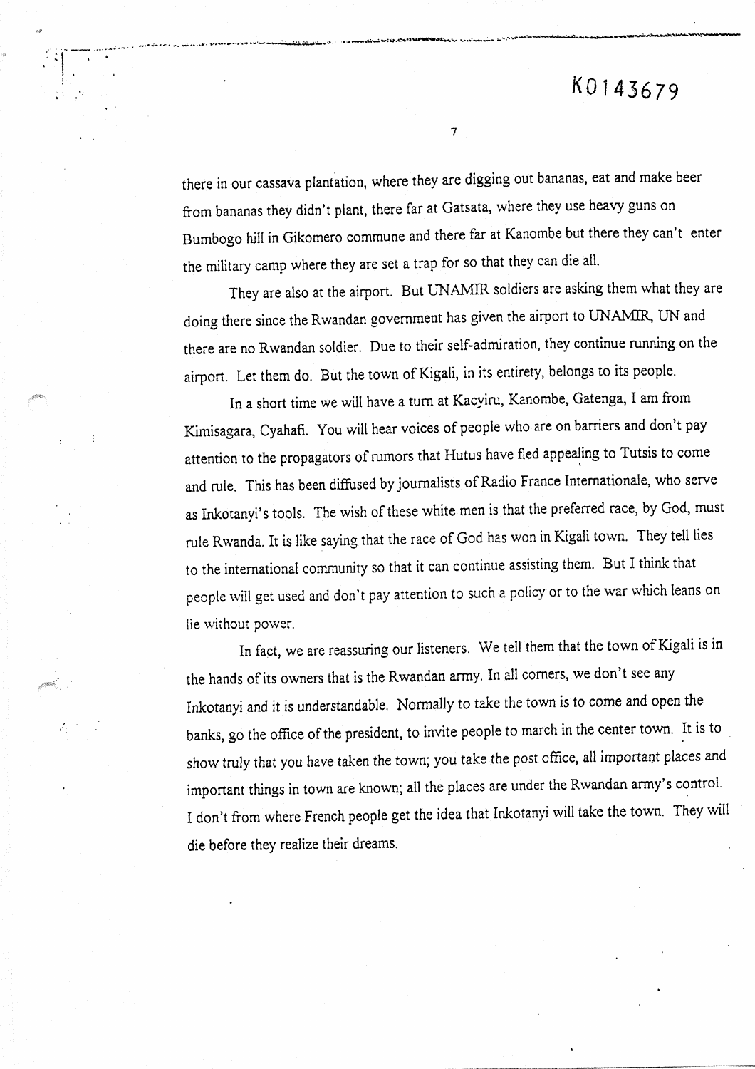there in our cassava plantation, where they are digging out bananas, eat and make beer from bananas they didn't plant, there far at Gatsata, where they use heavy guns on Bumbogo hill in Gikomero commune and there far at Kanombe but there they can't enter the military camp where they are set a trap for so that they can die all.

They are also at the airport. But UNAMIR soldiers are asking them what they are doing there since the Rwandan government has given the airport to UNAMIR, UN and there are no Rwandan soldier. Due to their self-admiration, they continue running on the airport. Let them do. But the town of Kigali, in its entirety, belongs to its people.

In a short time we will have a turn at Kacyiru, Kanombe, Gatenga, I am from Kimisagara, Cyahafi. You will hear voices of people who are on barriers and don't pay attention to the propagators of rumors that Hutus have fled appealing to Tutsis to come and rule. This has been diffused by journalists of Radio France Internationale, who serve as Inkotanyi's tools. The wish of these white men is that the preferred race, by God, must rule Rwanda. It is like saying that the race of God has won in Kigali town. They tell lies to the international community so that it can continue assisting them. But I think that people will get used and don't pay attention to such a policy or to the war which leans on lie without power.

In fact, we are reassuring our listeners. We tell them that the town of Kigali is in the hands of its owners that is the Rwandan army. In all corners, we don't see any Inkotanyi and it is understandable. Normally to take the town is to come and open the banks, go the office of the president, to invite people to march in the center town. It is to show truly that you have taken the town; you take the post office, all important places and important things in town are known; all the places are under the Rwandan army's control. I don't from where French people get the idea that Inkotanyi will take the town. They will die before they realize their dreams.